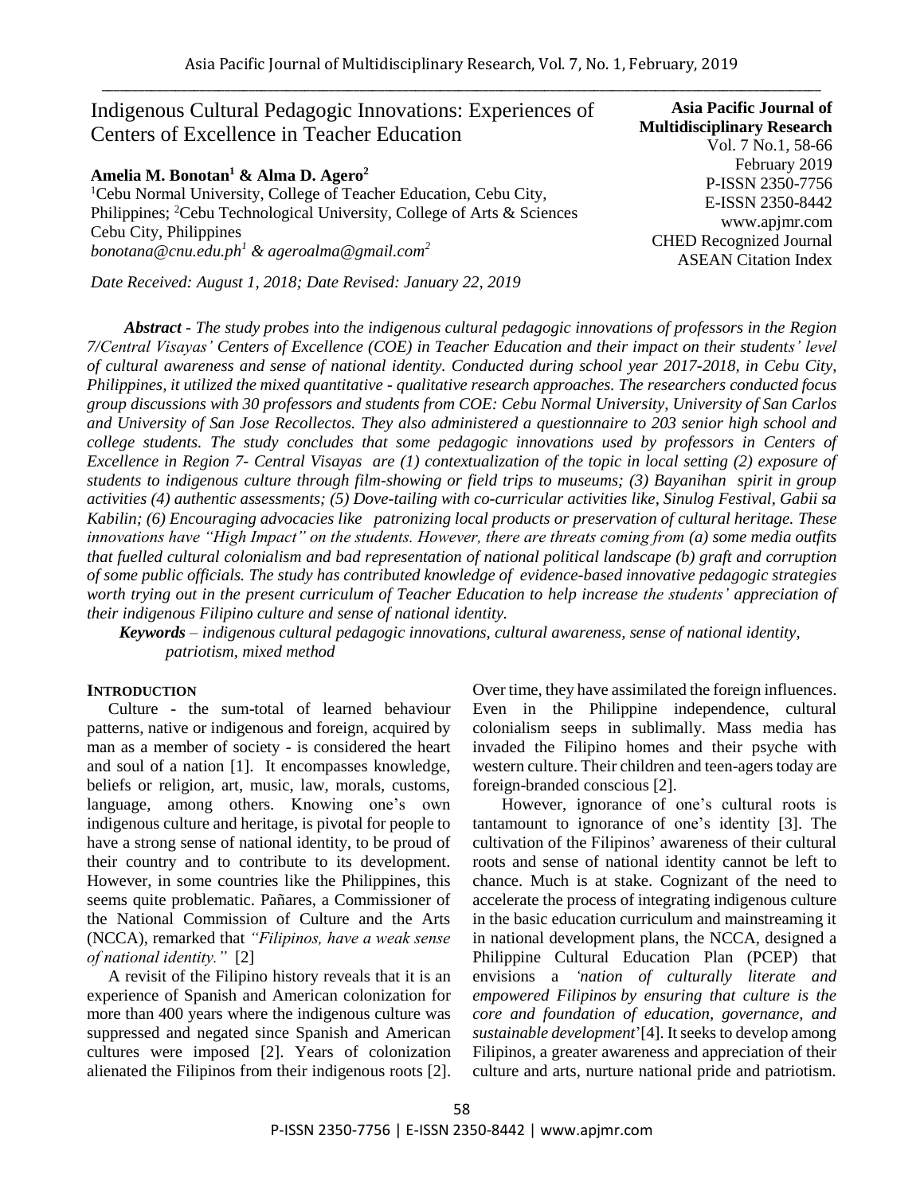# Indigenous Cultural Pedagogic Innovations: Experiences of Centers of Excellence in Teacher Education

**Amelia M. Bonotan[1] & Alma D. Agero[2]**

[1]Cebu Normal University, College of Teacher Education, Cebu City, Philippines; [2]Cebu Technological University, College of Arts & Sciences Cebu City, Philippines

*bonotana@cnu.edu.ph[1] & ageroalma@gmail.com[2]*

*Date Received: August 1, 2018; Date Revised: January 22, 2019*

**Asia Pacific Journal of Multidisciplinary Research**
Vol. 7 No.1, 58-66
February 2019
P-ISSN 2350-7756
E-ISSN 2350-8442
www.apjmr.com
CHED Recognized Journal
ASEAN Citation Index

***Abstract*** *- The study probes into the indigenous cultural pedagogic innovations of professors in the Region 7/Central Visayas' Centers of Excellence (COE) in Teacher Education and their impact on their students' level of cultural awareness and sense of national identity. Conducted during school year 2017-2018, in Cebu City, Philippines, it utilized the mixed quantitative - qualitative research approaches. The researchers conducted focus group discussions with 30 professors and students from COE: Cebu Normal University, University of San Carlos and University of San Jose Recollectos. They also administered a questionnaire to 203 senior high school and college students. The study concludes that some pedagogic innovations used by professors in Centers of Excellence in Region 7- Central Visayas are (1) contextualization of the topic in local setting (2) exposure of students to indigenous culture through film-showing or field trips to museums; (3) Bayanihan spirit in group activities (4) authentic assessments; (5) Dove-tailing with co-curricular activities like, Sinulog Festival, Gabii sa Kabilin; (6) Encouraging advocacies like patronizing local products or preservation of cultural heritage. These innovations have "High Impact" on the students. However, there are threats coming from (a) some media outfits that fuelled cultural colonialism and bad representation of national political landscape (b) graft and corruption of some public officials. The study has contributed knowledge of evidence-based innovative pedagogic strategies worth trying out in the present curriculum of Teacher Education to help increase the students' appreciation of their indigenous Filipino culture and sense of national identity.*

***Keywords*** *– indigenous cultural pedagogic innovations, cultural awareness, sense of national identity, patriotism, mixed method*

## INTRODUCTION

Culture - the sum-total of learned behaviour patterns, native or indigenous and foreign, acquired by man as a member of society - is considered the heart and soul of a nation [1]. It encompasses knowledge, beliefs or religion, art, music, law, morals, customs, language, among others. Knowing one's own indigenous culture and heritage, is pivotal for people to have a strong sense of national identity, to be proud of their country and to contribute to its development. However, in some countries like the Philippines, this seems quite problematic. Pañares, a Commissioner of the National Commission of Culture and the Arts (NCCA), remarked that *"Filipinos, have a weak sense of national identity."* [2]

A revisit of the Filipino history reveals that it is an experience of Spanish and American colonization for more than 400 years where the indigenous culture was suppressed and negated since Spanish and American cultures were imposed [2]. Years of colonization alienated the Filipinos from their indigenous roots [2]. Over time, they have assimilated the foreign influences. Even in the Philippine independence, cultural colonialism seeps in sublimally. Mass media has invaded the Filipino homes and their psyche with western culture. Their children and teen-agers today are foreign-branded conscious [2].

However, ignorance of one's cultural roots is tantamount to ignorance of one's identity [3]. The cultivation of the Filipinos' awareness of their cultural roots and sense of national identity cannot be left to chance. Much is at stake. Cognizant of the need to accelerate the process of integrating indigenous culture in the basic education curriculum and mainstreaming it in national development plans, the NCCA, designed a Philippine Cultural Education Plan (PCEP) that envisions a *'nation of culturally literate and empowered Filipinos by ensuring that culture is the core and foundation of education, governance, and sustainable development'*[4]. It seeks to develop among Filipinos, a greater awareness and appreciation of their culture and arts, nurture national pride and patriotism.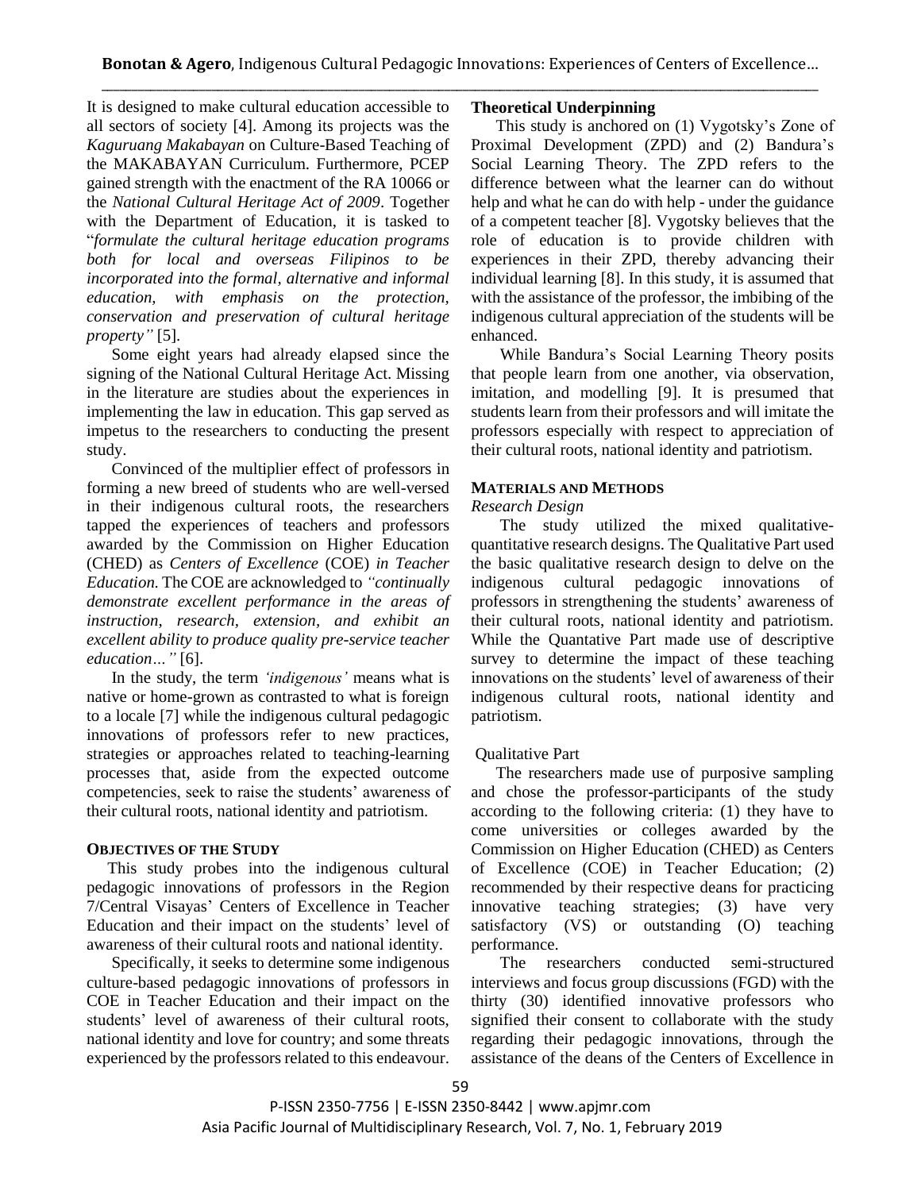It is designed to make cultural education accessible to all sectors of society [4]. Among its projects was the *Kaguruang Makabayan* on Culture-Based Teaching of the MAKABAYAN Curriculum. Furthermore, PCEP gained strength with the enactment of the RA 10066 or the *National Cultural Heritage Act of 2009*. Together with the Department of Education, it is tasked to "*formulate the cultural heritage education programs both for local and overseas Filipinos to be incorporated into the formal, alternative and informal education, with emphasis on the protection, conservation and preservation of cultural heritage property"* [5].

Some eight years had already elapsed since the signing of the National Cultural Heritage Act. Missing in the literature are studies about the experiences in implementing the law in education. This gap served as impetus to the researchers to conducting the present study.

Convinced of the multiplier effect of professors in forming a new breed of students who are well-versed in their indigenous cultural roots, the researchers tapped the experiences of teachers and professors awarded by the Commission on Higher Education (CHED) as *Centers of Excellence* (COE) *in Teacher Education.* The COE are acknowledged to *"continually demonstrate excellent performance in the areas of instruction, research, extension, and exhibit an excellent ability to produce quality pre-service teacher education…"* [6].

In the study, the term *'indigenous'* means what is native or home-grown as contrasted to what is foreign to a locale [7] while the indigenous cultural pedagogic innovations of professors refer to new practices, strategies or approaches related to teaching-learning processes that, aside from the expected outcome competencies, seek to raise the students' awareness of their cultural roots, national identity and patriotism.

## OBJECTIVES OF THE STUDY

This study probes into the indigenous cultural pedagogic innovations of professors in the Region 7/Central Visayas' Centers of Excellence in Teacher Education and their impact on the students' level of awareness of their cultural roots and national identity.

Specifically, it seeks to determine some indigenous culture-based pedagogic innovations of professors in COE in Teacher Education and their impact on the students' level of awareness of their cultural roots, national identity and love for country; and some threats experienced by the professors related to this endeavour.

## Theoretical Underpinning

This study is anchored on (1) Vygotsky's Zone of Proximal Development (ZPD) and (2) Bandura's Social Learning Theory. The ZPD refers to the difference between what the learner can do without help and what he can do with help - under the guidance of a competent teacher [8]. Vygotsky believes that the role of education is to provide children with experiences in their ZPD, thereby advancing their individual learning [8]. In this study, it is assumed that with the assistance of the professor, the imbibing of the indigenous cultural appreciation of the students will be enhanced.

While Bandura's Social Learning Theory posits that people learn from one another, via observation, imitation, and modelling [9]. It is presumed that students learn from their professors and will imitate the professors especially with respect to appreciation of their cultural roots, national identity and patriotism.

## MATERIALS AND METHODS

### *Research Design*

The study utilized the mixed qualitative-quantitative research designs. The Qualitative Part used the basic qualitative research design to delve on the indigenous cultural pedagogic innovations of professors in strengthening the students' awareness of their cultural roots, national identity and patriotism. While the Quantative Part made use of descriptive survey to determine the impact of these teaching innovations on the students' level of awareness of their indigenous cultural roots, national identity and patriotism.

### Qualitative Part

The researchers made use of purposive sampling and chose the professor-participants of the study according to the following criteria: (1) they have to come universities or colleges awarded by the Commission on Higher Education (CHED) as Centers of Excellence (COE) in Teacher Education; (2) recommended by their respective deans for practicing innovative teaching strategies; (3) have very satisfactory (VS) or outstanding (O) teaching performance.

The researchers conducted semi-structured interviews and focus group discussions (FGD) with the thirty (30) identified innovative professors who signified their consent to collaborate with the study regarding their pedagogic innovations, through the assistance of the deans of the Centers of Excellence in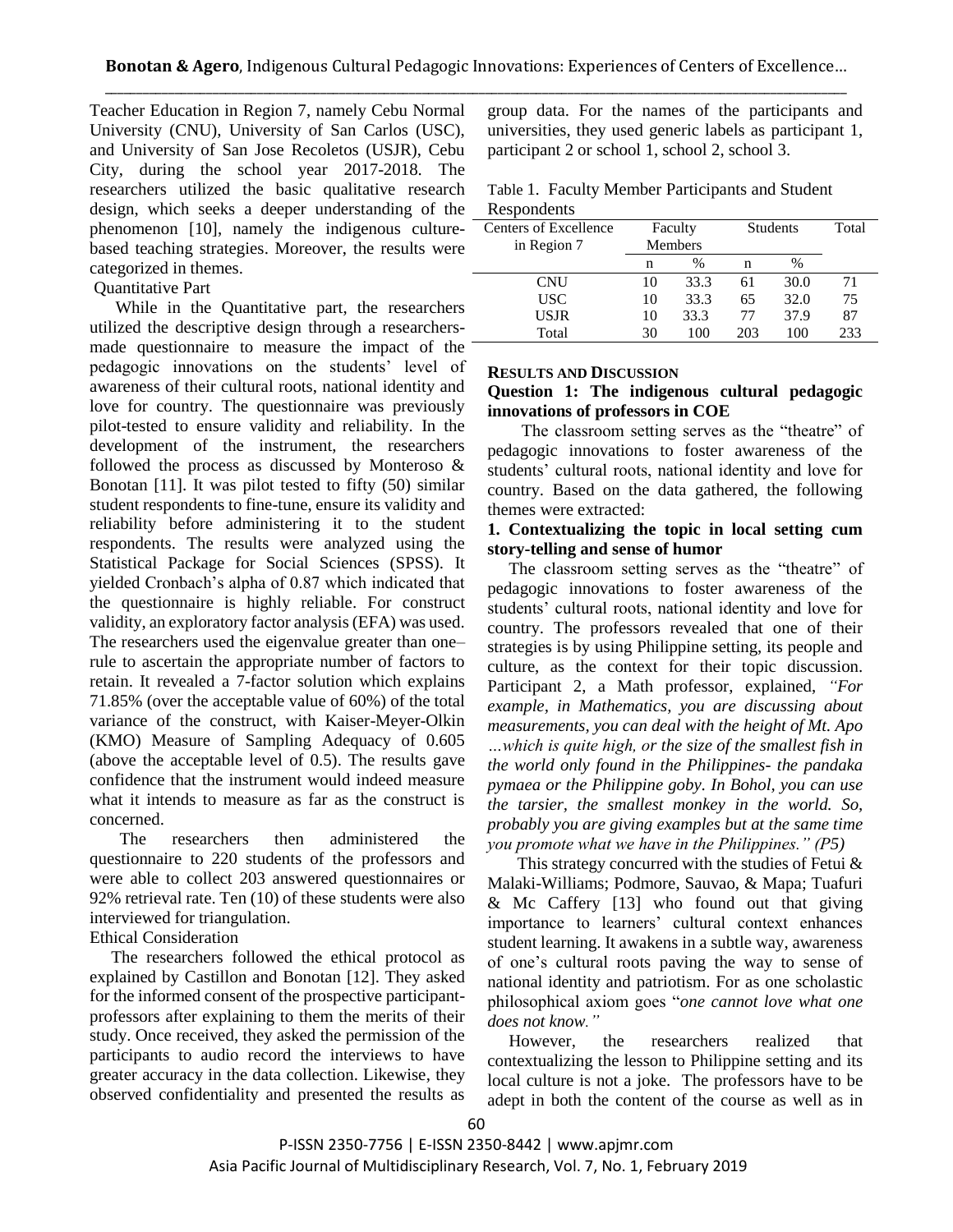Teacher Education in Region 7, namely Cebu Normal University (CNU), University of San Carlos (USC), and University of San Jose Recoletos (USJR), Cebu City, during the school year 2017-2018. The researchers utilized the basic qualitative research design, which seeks a deeper understanding of the phenomenon [10], namely the indigenous culture-based teaching strategies. Moreover, the results were categorized in themes.

Quantitative Part

While in the Quantitative part, the researchers utilized the descriptive design through a researchers-made questionnaire to measure the impact of the pedagogic innovations on the students' level of awareness of their cultural roots, national identity and love for country. The questionnaire was previously pilot-tested to ensure validity and reliability. In the development of the instrument, the researchers followed the process as discussed by Monteroso & Bonotan [11]. It was pilot tested to fifty (50) similar student respondents to fine-tune, ensure its validity and reliability before administering it to the student respondents. The results were analyzed using the Statistical Package for Social Sciences (SPSS). It yielded Cronbach's alpha of 0.87 which indicated that the questionnaire is highly reliable. For construct validity, an exploratory factor analysis (EFA) was used. The researchers used the eigenvalue greater than one–rule to ascertain the appropriate number of factors to retain. It revealed a 7-factor solution which explains 71.85% (over the acceptable value of 60%) of the total variance of the construct, with Kaiser-Meyer-Olkin (KMO) Measure of Sampling Adequacy of 0.605 (above the acceptable level of 0.5). The results gave confidence that the instrument would indeed measure what it intends to measure as far as the construct is concerned.

The researchers then administered the questionnaire to 220 students of the professors and were able to collect 203 answered questionnaires or 92% retrieval rate. Ten (10) of these students were also interviewed for triangulation.

Ethical Consideration

The researchers followed the ethical protocol as explained by Castillon and Bonotan [12]. They asked for the informed consent of the prospective participant-professors after explaining to them the merits of their study. Once received, they asked the permission of the participants to audio record the interviews to have greater accuracy in the data collection. Likewise, they observed confidentiality and presented the results as group data. For the names of the participants and universities, they used generic labels as participant 1, participant 2 or school 1, school 2, school 3.

Table 1. Faculty Member Participants and Student Respondents

| Centers of Excellence in Region 7 | Faculty Members | | Students | | Total |
|---|---|---|---|---|---|
| | n | % | n | % | |
| CNU | 10 | 33.3 | 61 | 30.0 | 71 |
| USC | 10 | 33.3 | 65 | 32.0 | 75 |
| USJR | 10 | 33.3 | 77 | 37.9 | 87 |
| Total | 30 | 100 | 203 | 100 | 233 |

## RESULTS AND DISCUSSION

### Question 1: The indigenous cultural pedagogic innovations of professors in COE

The classroom setting serves as the "theatre" of pedagogic innovations to foster awareness of the students' cultural roots, national identity and love for country. Based on the data gathered, the following themes were extracted:

#### 1. Contextualizing the topic in local setting cum story-telling and sense of humor

The classroom setting serves as the "theatre" of pedagogic innovations to foster awareness of the students' cultural roots, national identity and love for country. The professors revealed that one of their strategies is by using Philippine setting, its people and culture, as the context for their topic discussion. Participant 2, a Math professor, explained, *"For example, in Mathematics, you are discussing about measurements, you can deal with the height of Mt. Apo …which is quite high, or the size of the smallest fish in the world only found in the Philippines- the pandaka pymaea or the Philippine goby. In Bohol, you can use the tarsier, the smallest monkey in the world. So, probably you are giving examples but at the same time you promote what we have in the Philippines." (P5)*

This strategy concurred with the studies of Fetui & Malaki-Williams; Podmore, Sauvao, & Mapa; Tuafuri & Mc Caffery [13] who found out that giving importance to learners' cultural context enhances student learning. It awakens in a subtle way, awareness of one's cultural roots paving the way to sense of national identity and patriotism. For as one scholastic philosophical axiom goes "*one cannot love what one does not know."*

However, the researchers realized that contextualizing the lesson to Philippine setting and its local culture is not a joke. The professors have to be adept in both the content of the course as well as in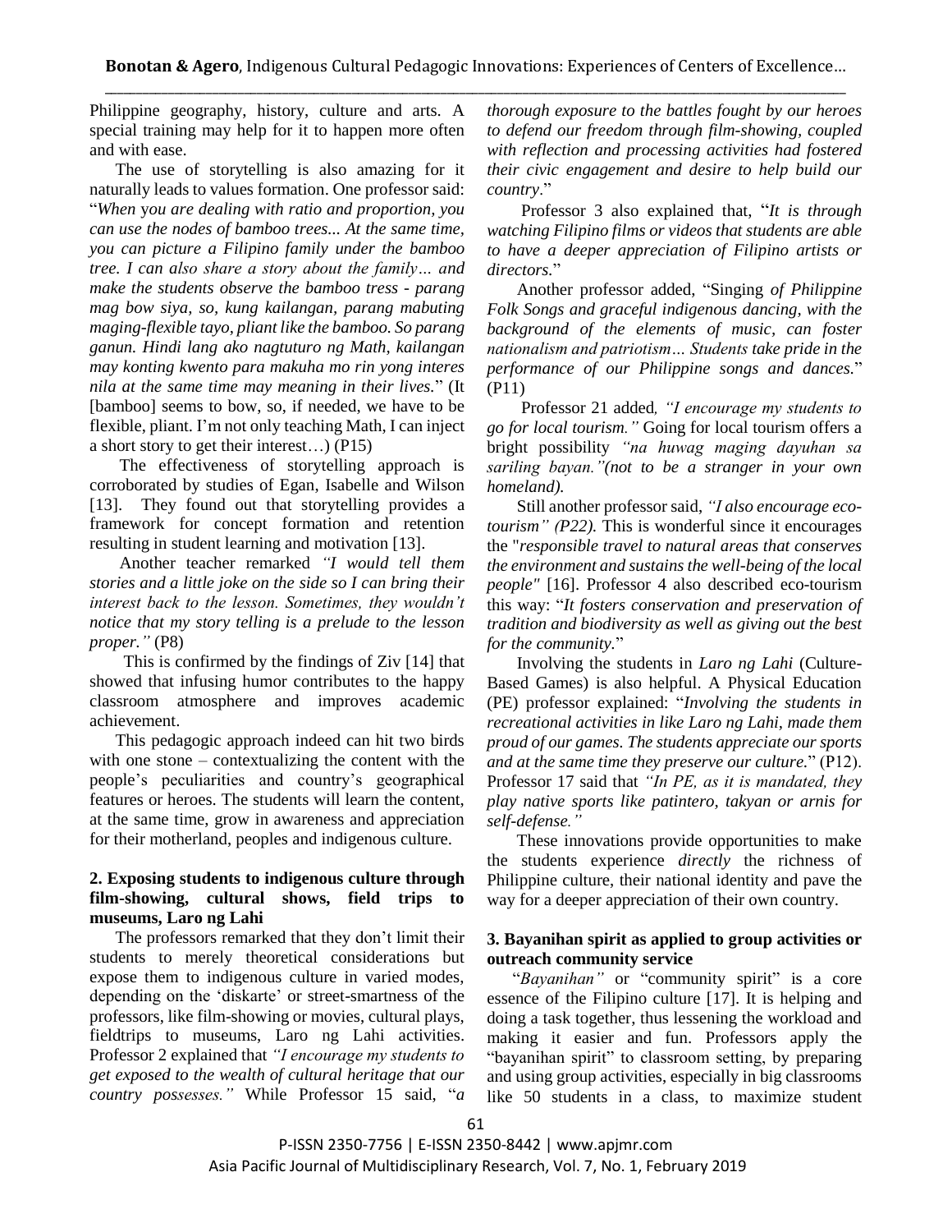Philippine geography, history, culture and arts. A special training may help for it to happen more often and with ease.

The use of storytelling is also amazing for it naturally leads to values formation. One professor said: "*When you are dealing with ratio and proportion, you can use the nodes of bamboo trees... At the same time, you can picture a Filipino family under the bamboo tree. I can also share a story about the family… and make the students observe the bamboo tress - parang mag bow siya, so, kung kailangan, parang mabuting maging-flexible tayo, pliant like the bamboo. So parang ganun. Hindi lang ako nagtuturo ng Math, kailangan may konting kwento para makuha mo rin yong interes nila at the same time may meaning in their lives.*" (It [bamboo] seems to bow, so, if needed, we have to be flexible, pliant. I'm not only teaching Math, I can inject a short story to get their interest…) (P15)

The effectiveness of storytelling approach is corroborated by studies of Egan, Isabelle and Wilson [13]. They found out that storytelling provides a framework for concept formation and retention resulting in student learning and motivation [13].

Another teacher remarked *"I would tell them stories and a little joke on the side so I can bring their interest back to the lesson. Sometimes, they wouldn't notice that my story telling is a prelude to the lesson proper."* (P8)

This is confirmed by the findings of Ziv [14] that showed that infusing humor contributes to the happy classroom atmosphere and improves academic achievement.

This pedagogic approach indeed can hit two birds with one stone – contextualizing the content with the people's peculiarities and country's geographical features or heroes. The students will learn the content, at the same time, grow in awareness and appreciation for their motherland, peoples and indigenous culture.

### 2. Exposing students to indigenous culture through film-showing, cultural shows, field trips to museums, Laro ng Lahi

The professors remarked that they don't limit their students to merely theoretical considerations but expose them to indigenous culture in varied modes, depending on the 'diskarte' or street-smartness of the professors, like film-showing or movies, cultural plays, fieldtrips to museums, Laro ng Lahi activities. Professor 2 explained that *"I encourage my students to get exposed to the wealth of cultural heritage that our country possesses."* While Professor 15 said, "*a thorough exposure to the battles fought by our heroes to defend our freedom through film-showing, coupled with reflection and processing activities had fostered their civic engagement and desire to help build our country*."

Professor 3 also explained that, "*It is through watching Filipino films or videos that students are able to have a deeper appreciation of Filipino artists or directors.*"

Another professor added, "Singing *of Philippine Folk Songs and graceful indigenous dancing, with the background of the elements of music, can foster nationalism and patriotism… Students take pride in the performance of our Philippine songs and dances.*" (P11)

Professor 21 added*, "I encourage my students to go for local tourism."* Going for local tourism offers a bright possibility *"na huwag maging dayuhan sa sariling bayan."(not to be a stranger in your own homeland).*

Still another professor said, *"I also encourage eco-tourism" (P22).* This is wonderful since it encourages the "*responsible travel to natural areas that conserves the environment and sustains the well-being of the local people"* [16]. Professor 4 also described eco-tourism this way: "*It fosters conservation and preservation of tradition and biodiversity as well as giving out the best for the community.*"

Involving the students in *Laro ng Lahi* (Culture-Based Games) is also helpful. A Physical Education (PE) professor explained: "*Involving the students in recreational activities in like Laro ng Lahi, made them proud of our games. The students appreciate our sports and at the same time they preserve our culture.*" (P12). Professor 17 said that *"In PE, as it is mandated, they play native sports like patintero, takyan or arnis for self-defense."*

These innovations provide opportunities to make the students experience *directly* the richness of Philippine culture, their national identity and pave the way for a deeper appreciation of their own country.

### 3. Bayanihan spirit as applied to group activities or outreach community service

"*Bayanihan"* or "community spirit" is a core essence of the Filipino culture [17]. It is helping and doing a task together, thus lessening the workload and making it easier and fun. Professors apply the "bayanihan spirit" to classroom setting, by preparing and using group activities, especially in big classrooms like 50 students in a class, to maximize student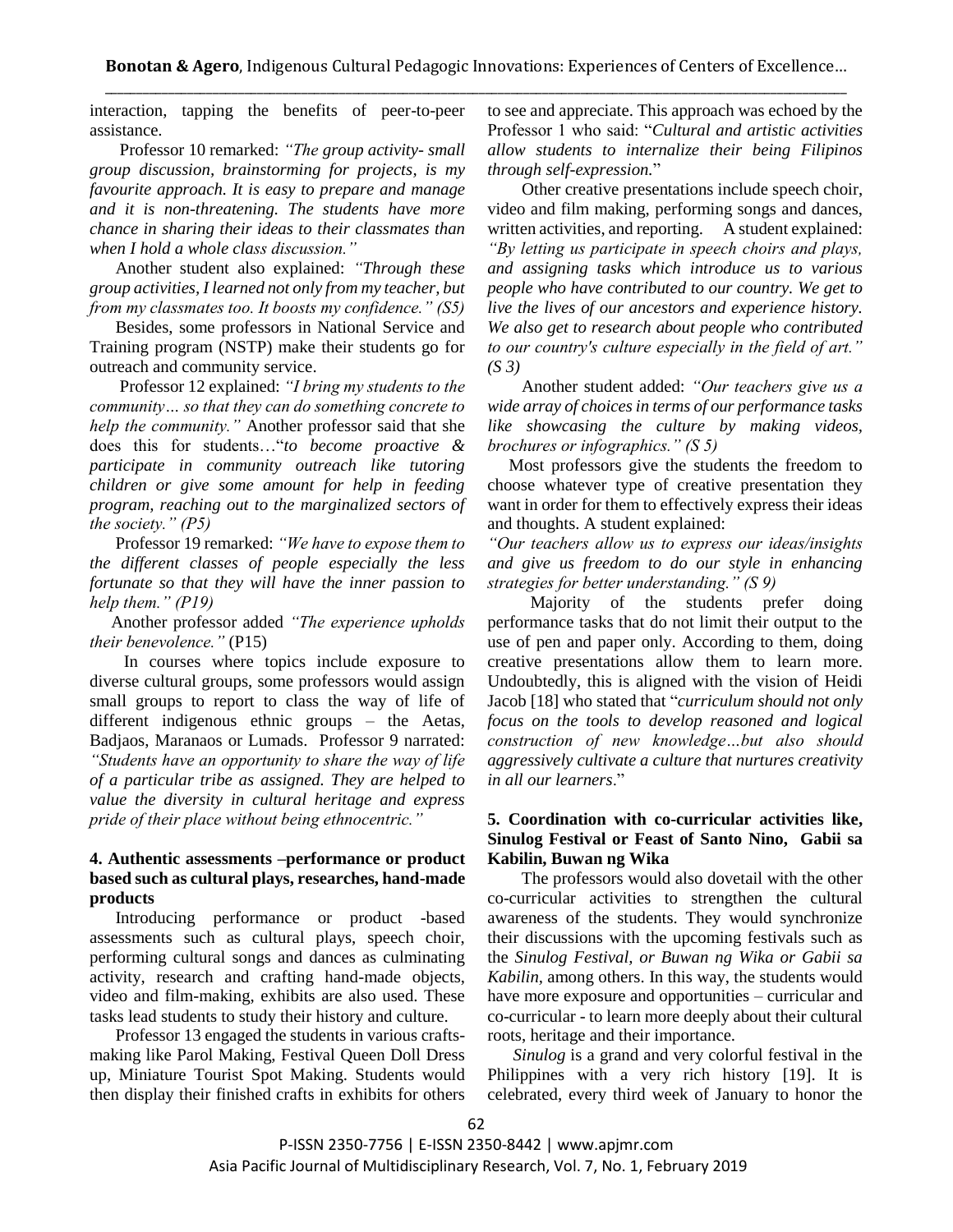interaction, tapping the benefits of peer-to-peer assistance.

Professor 10 remarked: *"The group activity- small group discussion, brainstorming for projects, is my favourite approach. It is easy to prepare and manage and it is non-threatening. The students have more chance in sharing their ideas to their classmates than when I hold a whole class discussion."*

Another student also explained: *"Through these group activities, I learned not only from my teacher, but from my classmates too. It boosts my confidence." (S5)*

Besides, some professors in National Service and Training program (NSTP) make their students go for outreach and community service.

Professor 12 explained: *"I bring my students to the community… so that they can do something concrete to help the community."* Another professor said that she does this for students…"*to become proactive & participate in community outreach like tutoring children or give some amount for help in feeding program, reaching out to the marginalized sectors of the society." (P5)*

Professor 19 remarked: *"We have to expose them to the different classes of people especially the less fortunate so that they will have the inner passion to help them." (P19)*

Another professor added *"The experience upholds their benevolence."* (P15)

In courses where topics include exposure to diverse cultural groups, some professors would assign small groups to report to class the way of life of different indigenous ethnic groups – the Aetas, Badjaos, Maranaos or Lumads. Professor 9 narrated: *"Students have an opportunity to share the way of life of a particular tribe as assigned. They are helped to value the diversity in cultural heritage and express pride of their place without being ethnocentric."*

### 4. Authentic assessments –performance or product based such as cultural plays, researches, hand-made products

Introducing performance or product -based assessments such as cultural plays, speech choir, performing cultural songs and dances as culminating activity, research and crafting hand-made objects, video and film-making, exhibits are also used. These tasks lead students to study their history and culture.

Professor 13 engaged the students in various crafts-making like Parol Making, Festival Queen Doll Dress up, Miniature Tourist Spot Making. Students would then display their finished crafts in exhibits for others to see and appreciate. This approach was echoed by the Professor 1 who said: "*Cultural and artistic activities allow students to internalize their being Filipinos through self-expression.*"

Other creative presentations include speech choir, video and film making, performing songs and dances, written activities, and reporting. A student explained: *"By letting us participate in speech choirs and plays, and assigning tasks which introduce us to various people who have contributed to our country. We get to live the lives of our ancestors and experience history. We also get to research about people who contributed to our country's culture especially in the field of art." (S 3)*

Another student added: *"Our teachers give us a wide array of choices in terms of our performance tasks like showcasing the culture by making videos, brochures or infographics." (S 5)*

Most professors give the students the freedom to choose whatever type of creative presentation they want in order for them to effectively express their ideas and thoughts. A student explained:

*"Our teachers allow us to express our ideas/insights and give us freedom to do our style in enhancing strategies for better understanding." (S 9)*

Majority of the students prefer doing performance tasks that do not limit their output to the use of pen and paper only. According to them, doing creative presentations allow them to learn more. Undoubtedly, this is aligned with the vision of Heidi Jacob [18] who stated that "*curriculum should not only focus on the tools to develop reasoned and logical construction of new knowledge…but also should aggressively cultivate a culture that nurtures creativity in all our learners*."

### 5. Coordination with co-curricular activities like, Sinulog Festival or Feast of Santo Nino, Gabii sa Kabilin, Buwan ng Wika

The professors would also dovetail with the other co-curricular activities to strengthen the cultural awareness of the students. They would synchronize their discussions with the upcoming festivals such as the *Sinulog Festival, or Buwan ng Wika or Gabii sa Kabilin,* among others. In this way, the students would have more exposure and opportunities – curricular and co-curricular - to learn more deeply about their cultural roots, heritage and their importance.

*Sinulog* is a grand and very colorful festival in the Philippines with a very rich history [19]. It is celebrated, every third week of January to honor the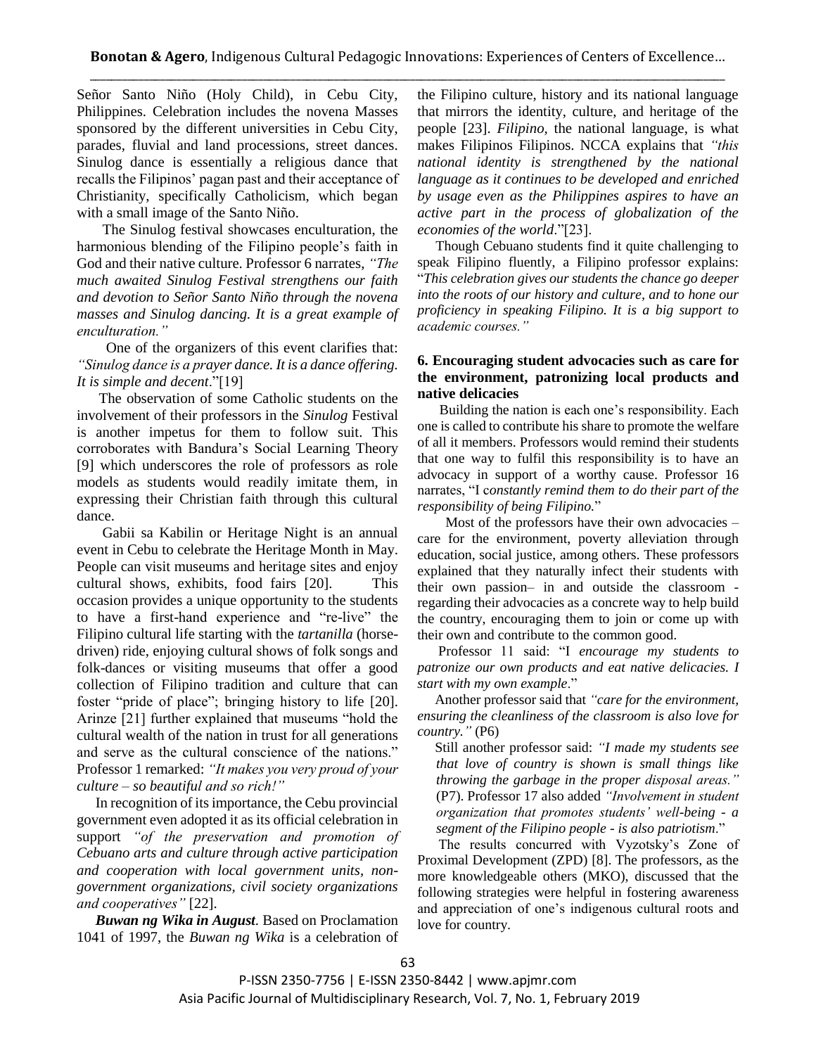Señor Santo Niño (Holy Child), in Cebu City, Philippines. Celebration includes the novena Masses sponsored by the different universities in Cebu City, parades, fluvial and land processions, street dances. Sinulog dance is essentially a religious dance that recalls the Filipinos' pagan past and their acceptance of Christianity, specifically Catholicism, which began with a small image of the Santo Niño.

The Sinulog festival showcases enculturation, the harmonious blending of the Filipino people's faith in God and their native culture. Professor 6 narrates, *"The much awaited Sinulog Festival strengthens our faith and devotion to Señor Santo Niño through the novena masses and Sinulog dancing. It is a great example of enculturation."*

One of the organizers of this event clarifies that: *"Sinulog dance is a prayer dance. It is a dance offering. It is simple and decent*."[19]

The observation of some Catholic students on the involvement of their professors in the *Sinulog* Festival is another impetus for them to follow suit. This corroborates with Bandura's Social Learning Theory [9] which underscores the role of professors as role models as students would readily imitate them, in expressing their Christian faith through this cultural dance.

Gabii sa Kabilin or Heritage Night is an annual event in Cebu to celebrate the Heritage Month in May. People can visit museums and heritage sites and enjoy cultural shows, exhibits, food fairs [20]. This occasion provides a unique opportunity to the students to have a first-hand experience and "re-live" the Filipino cultural life starting with the *tartanilla* (horse-driven) ride, enjoying cultural shows of folk songs and folk-dances or visiting museums that offer a good collection of Filipino tradition and culture that can foster "pride of place"; bringing history to life [20]. Arinze [21] further explained that museums "hold the cultural wealth of the nation in trust for all generations and serve as the cultural conscience of the nations." Professor 1 remarked: *"It makes you very proud of your culture – so beautiful and so rich!"*

In recognition of its importance, the Cebu provincial government even adopted it as its official celebration in support *"of the preservation and promotion of Cebuano arts and culture through active participation and cooperation with local government units, non-government organizations, civil society organizations and cooperatives"* [22].

***Buwan ng Wika in August***. Based on Proclamation 1041 of 1997, the *Buwan ng Wika* is a celebration of the Filipino culture, history and its national language that mirrors the identity, culture, and heritage of the people [23]. *Filipino*, the national language, is what makes Filipinos Filipinos. NCCA explains that *"this national identity is strengthened by the national language as it continues to be developed and enriched by usage even as the Philippines aspires to have an active part in the process of globalization of the economies of the world*."[23].

Though Cebuano students find it quite challenging to speak Filipino fluently, a Filipino professor explains: "*This celebration gives our students the chance go deeper into the roots of our history and culture, and to hone our proficiency in speaking Filipino. It is a big support to academic courses."*

### 6. Encouraging student advocacies such as care for the environment, patronizing local products and native delicacies

Building the nation is each one's responsibility. Each one is called to contribute his share to promote the welfare of all it members. Professors would remind their students that one way to fulfil this responsibility is to have an advocacy in support of a worthy cause. Professor 16 narrates, "I c*onstantly remind them to do their part of the responsibility of being Filipino.*"

Most of the professors have their own advocacies – care for the environment, poverty alleviation through education, social justice, among others. These professors explained that they naturally infect their students with their own passion– in and outside the classroom - regarding their advocacies as a concrete way to help build the country, encouraging them to join or come up with their own and contribute to the common good.

Professor 11 said: "I *encourage my students to patronize our own products and eat native delicacies. I start with my own example*."

Another professor said that *"care for the environment, ensuring the cleanliness of the classroom is also love for country."* (P6)

Still another professor said: *"I made my students see that love of country is shown is small things like throwing the garbage in the proper disposal areas."* (P7). Professor 17 also added *"Involvement in student organization that promotes students' well-being - a segment of the Filipino people - is also patriotism*."

The results concurred with Vyzotsky's Zone of Proximal Development (ZPD) [8]. The professors, as the more knowledgeable others (MKO), discussed that the following strategies were helpful in fostering awareness and appreciation of one's indigenous cultural roots and love for country.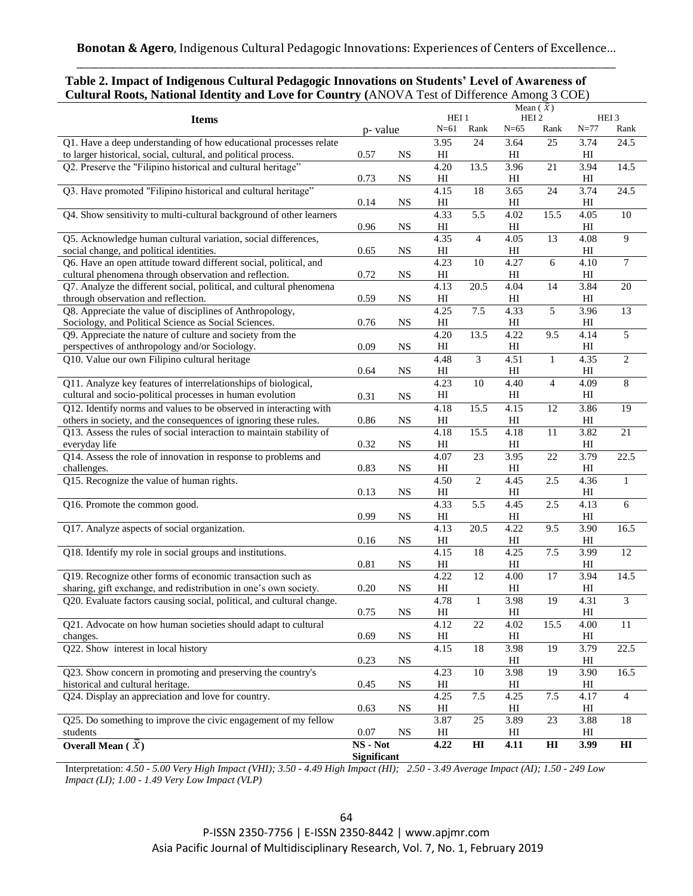**Table 2. Impact of Indigenous Cultural Pedagogic Innovations on Students' Level of Awareness of Cultural Roots, National Identity and Love for Country (**ANOVA Test of Difference Among 3 COE)

| Items | p- value | | Mean ($\bar{x}$) HEI 1 N=61 | Rank | HEI 2 N=65 | Rank | HEI 3 N=77 | Rank |
|---|---|---|---|---|---|---|---|---|
| Q1. Have a deep understanding of how educational processes relate to larger historical, social, cultural, and political process. | 0.57 | NS | 3.95 HI | 24 | 3.64 HI | 25 | 3.74 HI | 24.5 |
| Q2. Preserve the "Filipino historical and cultural heritage" | 0.73 | NS | 4.20 HI | 13.5 | 3.96 HI | 21 | 3.94 HI | 14.5 |
| Q3. Have promoted "Filipino historical and cultural heritage" | 0.14 | NS | 4.15 HI | 18 | 3.65 HI | 24 | 3.74 HI | 24.5 |
| Q4. Show sensitivity to multi-cultural background of other learners | 0.96 | NS | 4.33 HI | 5.5 | 4.02 HI | 15.5 | 4.05 HI | 10 |
| Q5. Acknowledge human cultural variation, social differences, social change, and political identities. | 0.65 | NS | 4.35 HI | 4 | 4.05 HI | 13 | 4.08 HI | 9 |
| Q6. Have an open attitude toward different social, political, and cultural phenomena through observation and reflection. | 0.72 | NS | 4.23 HI | 10 | 4.27 HI | 6 | 4.10 HI | 7 |
| Q7. Analyze the different social, political, and cultural phenomena through observation and reflection. | 0.59 | NS | 4.13 HI | 20.5 | 4.04 HI | 14 | 3.84 HI | 20 |
| Q8. Appreciate the value of disciplines of Anthropology, Sociology, and Political Science as Social Sciences. | 0.76 | NS | 4.25 HI | 7.5 | 4.33 HI | 5 | 3.96 HI | 13 |
| Q9. Appreciate the nature of culture and society from the perspectives of anthropology and/or Sociology. | 0.09 | NS | 4.20 HI | 13.5 | 4.22 HI | 9.5 | 4.14 HI | 5 |
| Q10. Value our own Filipino cultural heritage | 0.64 | NS | 4.48 HI | 3 | 4.51 HI | 1 | 4.35 HI | 2 |
| Q11. Analyze key features of interrelationships of biological, cultural and socio-political processes in human evolution | 0.31 | NS | 4.23 HI | 10 | 4.40 HI | 4 | 4.09 HI | 8 |
| Q12. Identify norms and values to be observed in interacting with others in society, and the consequences of ignoring these rules. | 0.86 | NS | 4.18 HI | 15.5 | 4.15 HI | 12 | 3.86 HI | 19 |
| Q13. Assess the rules of social interaction to maintain stability of everyday life | 0.32 | NS | 4.18 HI | 15.5 | 4.18 HI | 11 | 3.82 HI | 21 |
| Q14. Assess the role of innovation in response to problems and challenges. | 0.83 | NS | 4.07 HI | 23 | 3.95 HI | 22 | 3.79 HI | 22.5 |
| Q15. Recognize the value of human rights. | 0.13 | NS | 4.50 HI | 2 | 4.45 HI | 2.5 | 4.36 HI | 1 |
| Q16. Promote the common good. | 0.99 | NS | 4.33 HI | 5.5 | 4.45 HI | 2.5 | 4.13 HI | 6 |
| Q17. Analyze aspects of social organization. | 0.16 | NS | 4.13 HI | 20.5 | 4.22 HI | 9.5 | 3.90 HI | 16.5 |
| Q18. Identify my role in social groups and institutions. | 0.81 | NS | 4.15 HI | 18 | 4.25 HI | 7.5 | 3.99 HI | 12 |
| Q19. Recognize other forms of economic transaction such as sharing, gift exchange, and redistribution in one's own society. | 0.20 | NS | 4.22 HI | 12 | 4.00 HI | 17 | 3.94 HI | 14.5 |
| Q20. Evaluate factors causing social, political, and cultural change. | 0.75 | NS | 4.78 HI | 1 | 3.98 HI | 19 | 4.31 HI | 3 |
| Q21. Advocate on how human societies should adapt to cultural changes. | 0.69 | NS | 4.12 HI | 22 | 4.02 HI | 15.5 | 4.00 HI | 11 |
| Q22. Show interest in local history | 0.23 | NS | 4.15 | 18 | 3.98 HI | 19 | 3.79 HI | 22.5 |
| Q23. Show concern in promoting and preserving the country's historical and cultural heritage. | 0.45 | NS | 4.23 HI | 10 | 3.98 HI | 19 | 3.90 HI | 16.5 |
| Q24. Display an appreciation and love for country. | 0.63 | NS | 4.25 HI | 7.5 | 4.25 HI | 7.5 | 4.17 HI | 4 |
| Q25. Do something to improve the civic engagement of my fellow students | 0.07 | NS | 3.87 HI | 25 | 3.89 HI | 23 | 3.88 HI | 18 |
| **Overall Mean ($\bar{x}$)** | **NS - Not Significant** | | **4.22** | **HI** | **4.11** | **HI** | **3.99** | **HI** |

Interpretation: *4.50 - 5.00 Very High Impact (VHI); 3.50 - 4.49 High Impact (HI); 2.50 - 3.49 Average Impact (AI); 1.50 - 249 Low Impact (LI); 1.00 - 1.49 Very Low Impact (VLP)*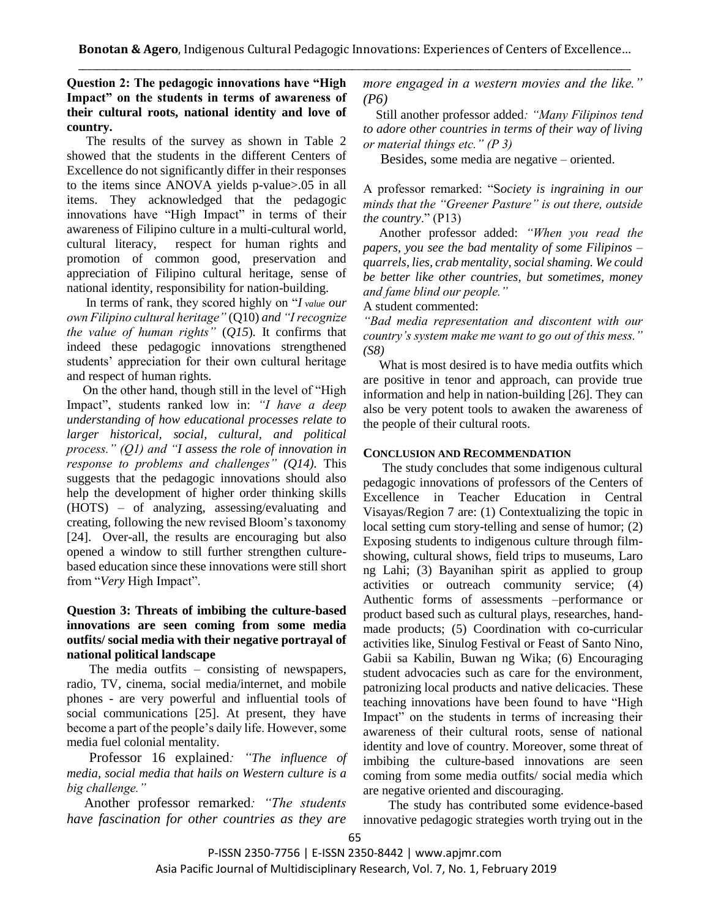**Question 2: The pedagogic innovations have "High Impact" on the students in terms of awareness of their cultural roots, national identity and love of country.**

The results of the survey as shown in Table 2 showed that the students in the different Centers of Excellence do not significantly differ in their responses to the items since ANOVA yields p-value>.05 in all items. They acknowledged that the pedagogic innovations have "High Impact" in terms of their awareness of Filipino culture in a multi-cultural world, cultural literacy, respect for human rights and promotion of common good, preservation and appreciation of Filipino cultural heritage, sense of national identity, responsibility for nation-building.

In terms of rank, they scored highly on "*I value our own Filipino cultural heritage"* (Q10) *and "I recognize the value of human rights"* (*Q15*). It confirms that indeed these pedagogic innovations strengthened students' appreciation for their own cultural heritage and respect of human rights.

On the other hand, though still in the level of "High Impact", students ranked low in: *"I have a deep understanding of how educational processes relate to larger historical, social, cultural, and political process." (Q1) and "I assess the role of innovation in response to problems and challenges" (Q14).* This suggests that the pedagogic innovations should also help the development of higher order thinking skills (HOTS) – of analyzing, assessing/evaluating and creating, following the new revised Bloom's taxonomy [24]. Over-all, the results are encouraging but also opened a window to still further strengthen culture-based education since these innovations were still short from "*Very* High Impact".

**Question 3: Threats of imbibing the culture-based innovations are seen coming from some media outfits/ social media with their negative portrayal of national political landscape**

The media outfits – consisting of newspapers, radio, TV, cinema, social media/internet, and mobile phones - are very powerful and influential tools of social communications [25]. At present, they have become a part of the people's daily life. However, some media fuel colonial mentality.

Professor 16 explained*: "The influence of media, social media that hails on Western culture is a big challenge."*

Another professor remarked*: "The students have fascination for other countries as they are more engaged in a western movies and the like." (P6)*

Still another professor added*: "Many Filipinos tend to adore other countries in terms of their way of living or material things etc." (P 3)*

Besides, some media are negative – oriented.

A professor remarked: "S*ociety is ingraining in our minds that the "Greener Pasture" is out there, outside the country*." (P13)

Another professor added: *"When you read the papers, you see the bad mentality of some Filipinos – quarrels, lies, crab mentality, social shaming. We could be better like other countries, but sometimes, money and fame blind our people."*

A student commented:

*"Bad media representation and discontent with our country's system make me want to go out of this mess." (S8)*

What is most desired is to have media outfits which are positive in tenor and approach, can provide true information and help in nation-building [26]. They can also be very potent tools to awaken the awareness of the people of their cultural roots.

## CONCLUSION AND RECOMMENDATION

The study concludes that some indigenous cultural pedagogic innovations of professors of the Centers of Excellence in Teacher Education in Central Visayas/Region 7 are: (1) Contextualizing the topic in local setting cum story-telling and sense of humor; (2) Exposing students to indigenous culture through film-showing, cultural shows, field trips to museums, Laro ng Lahi; (3) Bayanihan spirit as applied to group activities or outreach community service; (4) Authentic forms of assessments –performance or product based such as cultural plays, researches, hand-made products; (5) Coordination with co-curricular activities like, Sinulog Festival or Feast of Santo Nino, Gabii sa Kabilin, Buwan ng Wika; (6) Encouraging student advocacies such as care for the environment, patronizing local products and native delicacies. These teaching innovations have been found to have "High Impact" on the students in terms of increasing their awareness of their cultural roots, sense of national identity and love of country. Moreover, some threat of imbibing the culture-based innovations are seen coming from some media outfits/ social media which are negative oriented and discouraging.

The study has contributed some evidence-based innovative pedagogic strategies worth trying out in the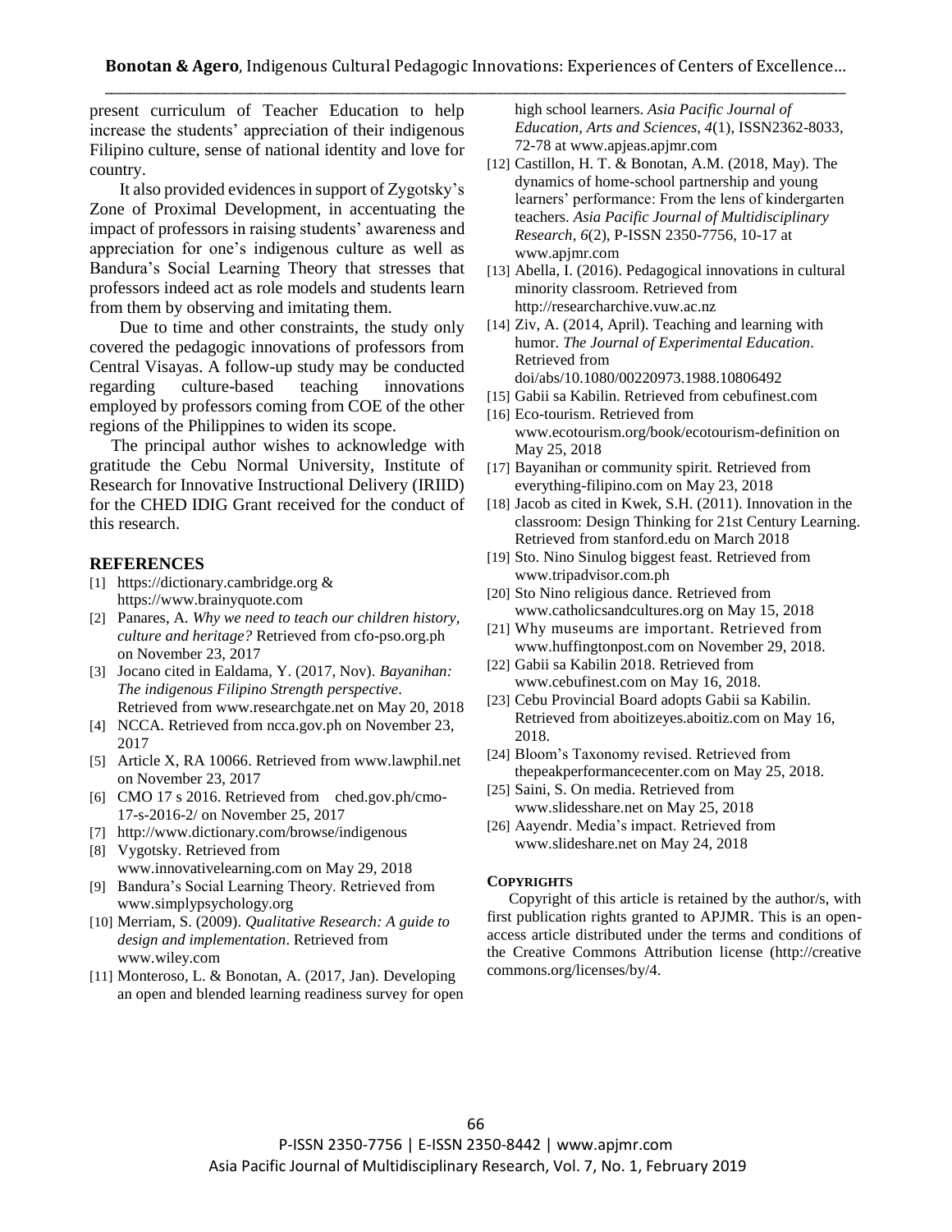present curriculum of Teacher Education to help increase the students' appreciation of their indigenous Filipino culture, sense of national identity and love for country.

It also provided evidences in support of Zygotsky's Zone of Proximal Development, in accentuating the impact of professors in raising students' awareness and appreciation for one's indigenous culture as well as Bandura's Social Learning Theory that stresses that professors indeed act as role models and students learn from them by observing and imitating them.

Due to time and other constraints, the study only covered the pedagogic innovations of professors from Central Visayas. A follow-up study may be conducted regarding culture-based teaching innovations employed by professors coming from COE of the other regions of the Philippines to widen its scope.

The principal author wishes to acknowledge with gratitude the Cebu Normal University, Institute of Research for Innovative Instructional Delivery (IRIID) for the CHED IDIG Grant received for the conduct of this research.

## REFERENCES

[1] https://dictionary.cambridge.org & https://www.brainyquote.com

[2] Panares, A. *Why we need to teach our children history, culture and heritage?* Retrieved from cfo-pso.org.ph on November 23, 2017

[3] Jocano cited in Ealdama, Y. (2017, Nov). *Bayanihan: The indigenous Filipino Strength perspective*. Retrieved from www.researchgate.net on May 20, 2018

[4] NCCA. Retrieved from ncca.gov.ph on November 23, 2017

[5] Article X, RA 10066. Retrieved from www.lawphil.net on November 23, 2017

[6] CMO 17 s 2016. Retrieved from ched.gov.ph/cmo-17-s-2016-2/ on November 25, 2017

[7] http://www.dictionary.com/browse/indigenous

[8] Vygotsky. Retrieved from www.innovativelearning.com on May 29, 2018

[9] Bandura's Social Learning Theory. Retrieved from www.simplypsychology.org

[10] Merriam, S. (2009). *Qualitative Research: A guide to design and implementation*. Retrieved from www.wiley.com

[11] Monteroso, L. & Bonotan, A. (2017, Jan). Developing an open and blended learning readiness survey for open high school learners. *Asia Pacific Journal of Education, Arts and Sciences, 4*(1), ISSN2362-8033, 72-78 at www.apjeas.apjmr.com

[12] Castillon, H. T. & Bonotan, A.M. (2018, May). The dynamics of home-school partnership and young learners' performance: From the lens of kindergarten teachers. *Asia Pacific Journal of Multidisciplinary Research, 6*(2), P-ISSN 2350-7756, 10-17 at www.apjmr.com

[13] Abella, I. (2016). Pedagogical innovations in cultural minority classroom. Retrieved from http://researcharchive.vuw.ac.nz

[14] Ziv, A. (2014, April). Teaching and learning with humor. *The Journal of Experimental Education*. Retrieved from doi/abs/10.1080/00220973.1988.10806492

[15] Gabii sa Kabilin. Retrieved from cebufinest.com

[16] Eco-tourism. Retrieved from www.ecotourism.org/book/ecotourism-definition on May 25, 2018

[17] Bayanihan or community spirit. Retrieved from everything-filipino.com on May 23, 2018

[18] Jacob as cited in Kwek, S.H. (2011). Innovation in the classroom: Design Thinking for 21st Century Learning. Retrieved from stanford.edu on March 2018

[19] Sto. Nino Sinulog biggest feast. Retrieved from www.tripadvisor.com.ph

[20] Sto Nino religious dance. Retrieved from www.catholicsandcultures.org on May 15, 2018

[21] Why museums are important. Retrieved from www.huffingtonpost.com on November 29, 2018.

[22] Gabii sa Kabilin 2018. Retrieved from www.cebufinest.com on May 16, 2018.

[23] Cebu Provincial Board adopts Gabii sa Kabilin. Retrieved from aboitizeyes.aboitiz.com on May 16, 2018.

[24] Bloom's Taxonomy revised. Retrieved from thepeakperformancecenter.com on May 25, 2018.

[25] Saini, S. On media. Retrieved from www.slidesshare.net on May 25, 2018

[26] Aayendr. Media's impact. Retrieved from www.slideshare.net on May 24, 2018

### COPYRIGHTS

Copyright of this article is retained by the author/s, with first publication rights granted to APJMR. This is an open-access article distributed under the terms and conditions of the Creative Commons Attribution license (http://creative commons.org/licenses/by/4.